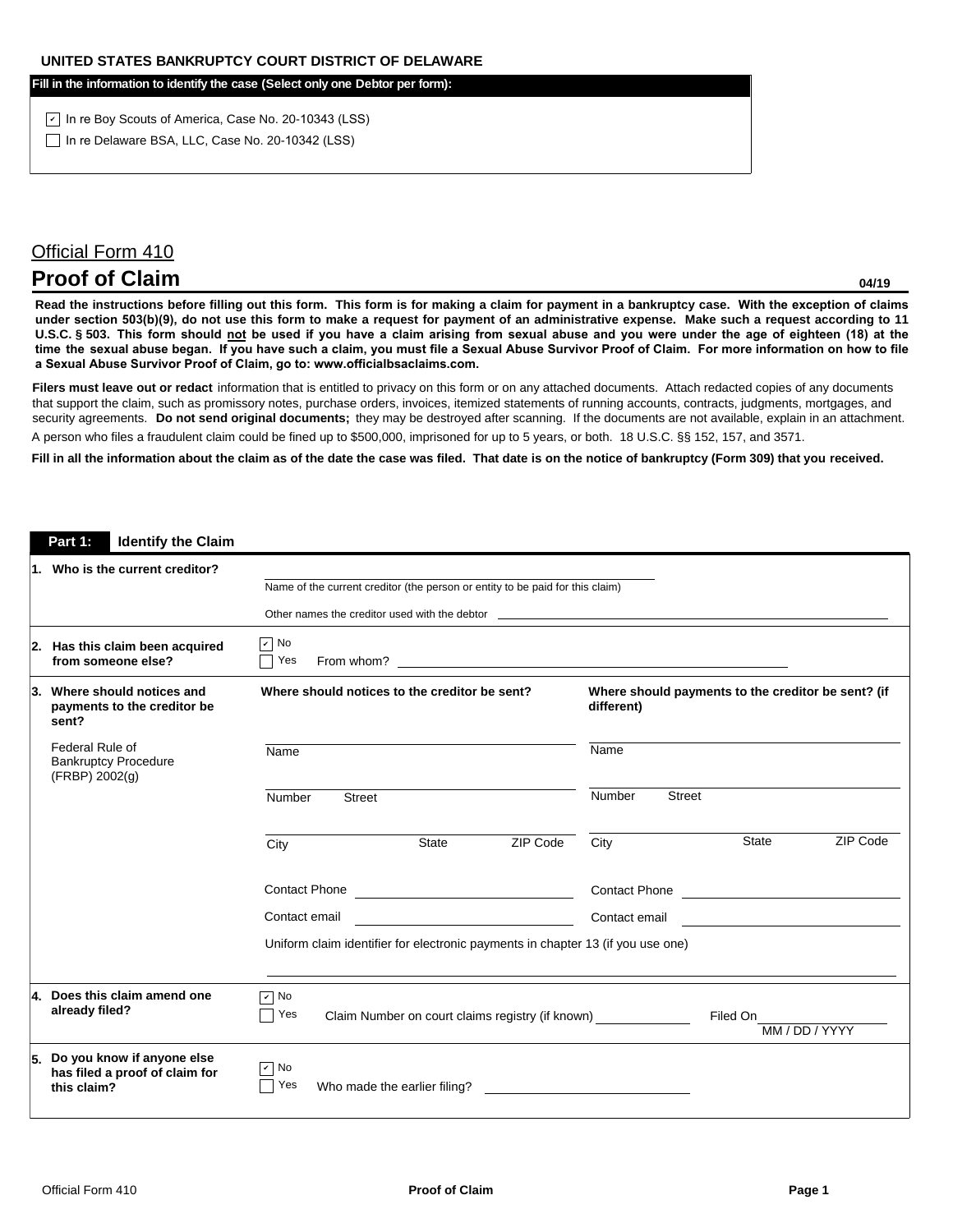**UNITED STATES BANKRUPTCY COURT DISTRICT OF DELAWARE**

**Fill in the information to identify the case (Select only one Debtor per form):**

☑ In re Boy Scouts of America, Case No. 20-10343 (LSS)

☐ In re Delaware BSA, LLC, Case No. 20-10342 (LSS)

Official Form 410

# Proof of Claim

04/19

**Read the instructions before filling out this form. This form is for making a claim for payment in a bankruptcy case. With the exception of claims under section 503(b)(9), do not use this form to make a request for payment of an administrative expense. Make such a request according to 11 U.S.C. § 503. This form should not be used if you have a claim arising from sexual abuse and you were under the age of eighteen (18) at the time the sexual abuse began. If you have such a claim, you must file a Sexual Abuse Survivor Proof of Claim. For more information on how to file a Sexual Abuse Survivor Proof of Claim, go to: www.officialbsaclaims.com.**

**Filers must leave out or redact** information that is entitled to privacy on this form or on any attached documents. Attach redacted copies of any documents that support the claim, such as promissory notes, purchase orders, invoices, itemized statements of running accounts, contracts, judgments, mortgages, and security agreements. **Do not send original documents;** they may be destroyed after scanning. If the documents are not available, explain in an attachment.

A person who files a fraudulent claim could be fined up to $500,000, imprisoned for up to 5 years, or both. 18 U.S.C. §§ 152, 157, and 3571.

**Fill in all the information about the claim as of the date the case was filed. That date is on the notice of bankruptcy (Form 309) that you received.**

## Part 1: Identify the Claim

**1. Who is the current creditor?**

______________________________
Name of the current creditor (the person or entity to be paid for this claim)

Other names the creditor used with the debtor ______________________________

**2. Has this claim been acquired from someone else?**

☑ No
☐ Yes From whom? ______________________________

**3. Where should notices and payments to the creditor be sent?**

Federal Rule of Bankruptcy Procedure (FRBP) 2002(g)

| **Where should notices to the creditor be sent?** | **Where should payments to the creditor be sent? (if different)** |
|---|---|
| Name | Name |
| Number Street | Number Street |
| City State ZIP Code | City State ZIP Code |
| Contact Phone ____________ | Contact Phone ____________ |
| Contact email ____________ | Contact email ____________ |

Uniform claim identifier for electronic payments in chapter 13 (if you use one)

______________________________

**4. Does this claim amend one already filed?**

☑ No
☐ Yes Claim Number on court claims registry (if known) ____________ Filed On ____________ MM / DD / YYYY

**5. Do you know if anyone else has filed a proof of claim for this claim?**

☑ No
☐ Yes Who made the earlier filing? ______________________________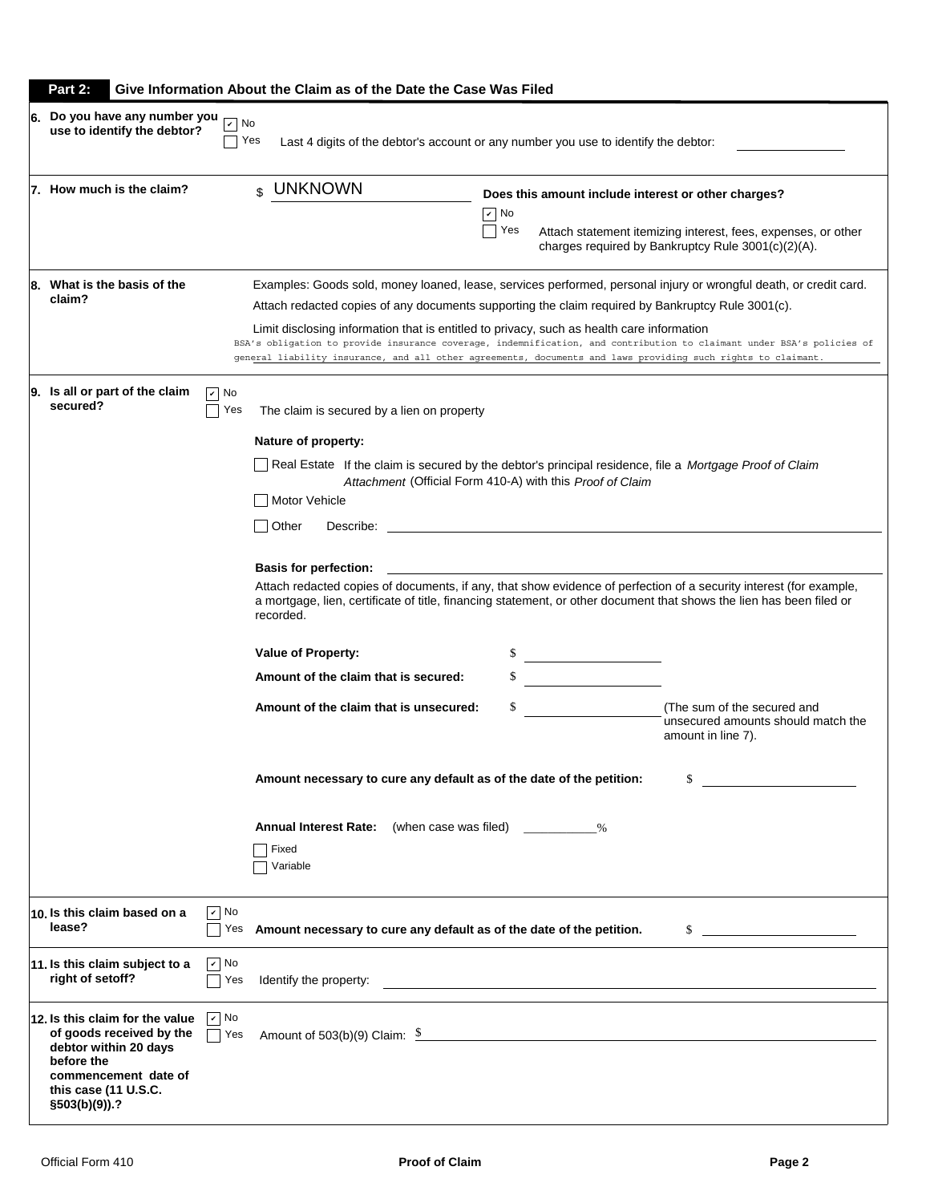## Part 2: Give Information About the Claim as of the Date the Case Was Filed

**6. Do you have any number you use to identify the debtor?**

- [x] No
- [ ] Yes Last 4 digits of the debtor's account or any number you use to identify the debtor: ______________

**7. How much is the claim?**

$ UNKNOWN

**Does this amount include interest or other charges?**

- [x] No
- [ ] Yes Attach statement itemizing interest, fees, expenses, or other charges required by Bankruptcy Rule 3001(c)(2)(A).

**8. What is the basis of the claim?**

Examples: Goods sold, money loaned, lease, services performed, personal injury or wrongful death, or credit card.

Attach redacted copies of any documents supporting the claim required by Bankruptcy Rule 3001(c).

Limit disclosing information that is entitled to privacy, such as health care information

BSA's obligation to provide insurance coverage, indemnification, and contribution to claimant under BSA's policies of general liability insurance, and all other agreements, documents and laws providing such rights to claimant.

**9. Is all or part of the claim secured?**

- [x] No
- [ ] Yes The claim is secured by a lien on property

**Nature of property:**

- [ ] Real Estate If the claim is secured by the debtor's principal residence, file a *Mortgage Proof of Claim Attachment* (Official Form 410-A) with this *Proof of Claim*
- [ ] Motor Vehicle
- [ ] Other Describe: ______________

**Basis for perfection:** ______________

Attach redacted copies of documents, if any, that show evidence of perfection of a security interest (for example, a mortgage, lien, certificate of title, financing statement, or other document that shows the lien has been filed or recorded.

**Value of Property:** $ ______________

**Amount of the claim that is secured:** $ ______________

**Amount of the claim that is unsecured:** $ ______________ (The sum of the secured and unsecured amounts should match the amount in line 7).

**Amount necessary to cure any default as of the date of the petition:** $ ______________

**Annual Interest Rate:** (when case was filed) ________%

- [ ] Fixed
- [ ] Variable

**10. Is this claim based on a lease?**

- [x] No
- [ ] Yes **Amount necessary to cure any default as of the date of the petition.** $ ______________

**11. Is this claim subject to a right of setoff?**

- [x] No
- [ ] Yes Identify the property: ______________

**12. Is this claim for the value of goods received by the debtor within 20 days before the commencement date of this case (11 U.S.C. §503(b)(9)).?**

- [x] No
- [ ] Yes Amount of 503(b)(9) Claim: $ ______________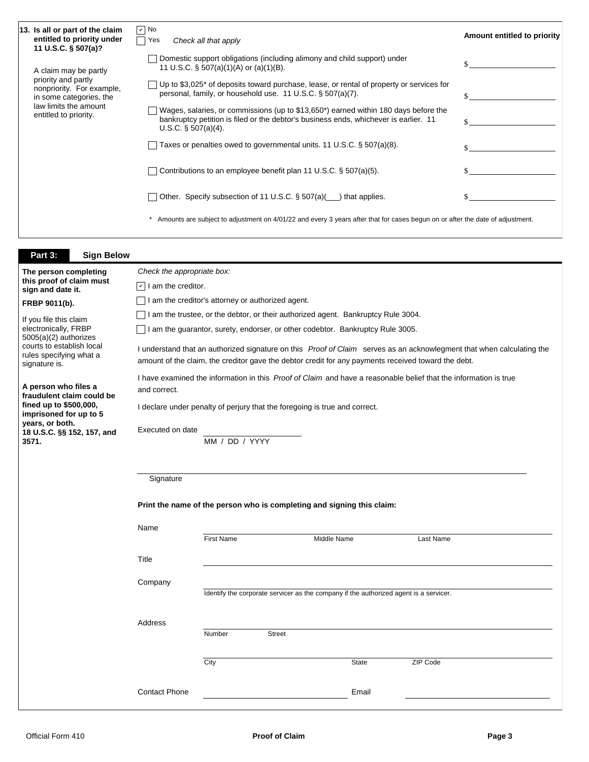**13. Is all or part of the claim entitled to priority under 11 U.S.C. § 507(a)?**

A claim may be partly priority and partly nonpriority. For example, in some categories, the law limits the amount entitled to priority.

☑ No
☐ Yes *Check all that apply*

| | **Amount entitled to priority** |
|---|---|
| ☐ Domestic support obligations (including alimony and child support) under 11 U.S.C. § 507(a)(1)(A) or (a)(1)(B). | $__________ |
| ☐ Up to $3,025* of deposits toward purchase, lease, or rental of property or services for personal, family, or household use. 11 U.S.C. § 507(a)(7). | $__________ |
| ☐ Wages, salaries, or commissions (up to $13,650*) earned within 180 days before the bankruptcy petition is filed or the debtor's business ends, whichever is earlier. 11 U.S.C. § 507(a)(4). | $__________ |
| ☐ Taxes or penalties owed to governmental units. 11 U.S.C. § 507(a)(8). | $__________ |
| ☐ Contributions to an employee benefit plan 11 U.S.C. § 507(a)(5). | $__________ |
| ☐ Other. Specify subsection of 11 U.S.C. § 507(a)(___) that applies. | $__________ |

\* Amounts are subject to adjustment on 4/01/22 and every 3 years after that for cases begun on or after the date of adjustment.

## Part 3: Sign Below

**The person completing this proof of claim must sign and date it.**

**FRBP 9011(b).**

If you file this claim electronically, FRBP 5005(a)(2) authorizes courts to establish local rules specifying what a signature is.

**A person who files a fraudulent claim could be fined up to $500,000, imprisoned for up to 5 years, or both. 18 U.S.C. §§ 152, 157, and 3571.**

*Check the appropriate box:*

☑ I am the creditor.
☐ I am the creditor's attorney or authorized agent.
☐ I am the trustee, or the debtor, or their authorized agent. Bankruptcy Rule 3004.
☐ I am the guarantor, surety, endorser, or other codebtor. Bankruptcy Rule 3005.

I understand that an authorized signature on this *Proof of Claim* serves as an acknowledgment that when calculating the amount of the claim, the creditor gave the debtor credit for any payments received toward the debt.

I have examined the information in this *Proof of Claim* and have a reasonable belief that the information is true and correct.

I declare under penalty of perjury that the foregoing is true and correct.

Executed on date ____________________
MM / DD / YYYY

______________________________________________
Signature

**Print the name of the person who is completing and signing this claim:**

Name ______________________________________________
First Name     Middle Name     Last Name

Title ______________________________________________

Company ______________________________________________
Identify the corporate servicer as the company if the authorized agent is a servicer.

Address ______________________________________________
Number     Street

______________________________________________
City     State     ZIP Code

Contact Phone ____________________ Email ____________________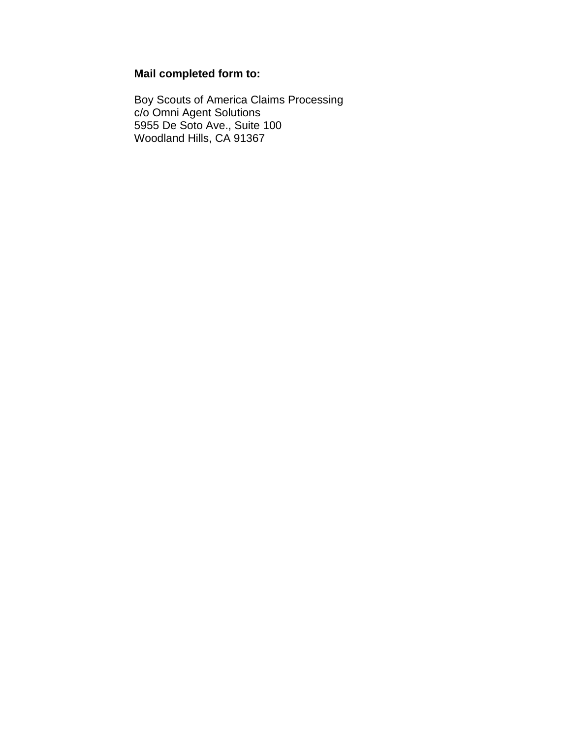**Mail completed form to:**

Boy Scouts of America Claims Processing
c/o Omni Agent Solutions
5955 De Soto Ave., Suite 100
Woodland Hills, CA 91367